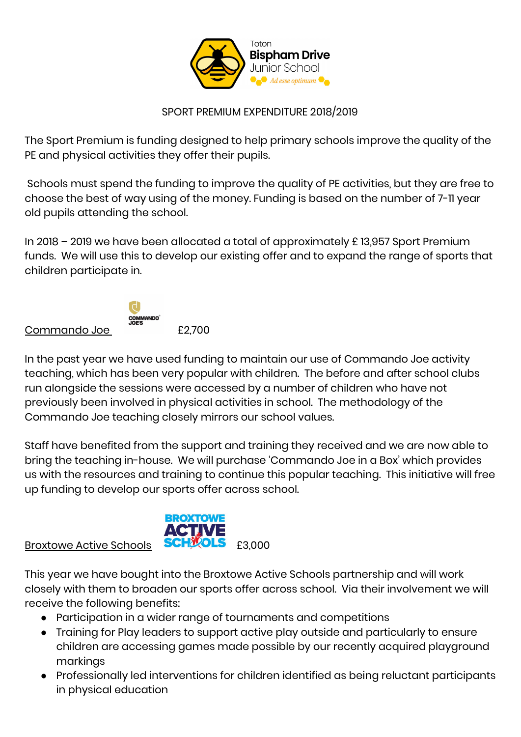Toton **Bispham Drive** Junior School

*Ad esse optimum*

SPORT PREMIUM EXPENDITURE 2018/2019

The Sport Premium is funding designed to help primary schools improve the quality of the PE and physical activities they offer their pupils.

Schools must spend the funding to improve the quality of PE activities, but they are free to choose the best of way using of the money. Funding is based on the number of 7-11 year old pupils attending the school.

In 2018 – 2019 we have been allocated a total of approximately £ 13,957 Sport Premium funds. We will use this to develop our existing offer and to expand the range of sports that children participate in.

Commando Joe £2,700

In the past year we have used funding to maintain our use of Commando Joe activity teaching, which has been very popular with children. The before and after school clubs run alongside the sessions were accessed by a number of children who have not previously been involved in physical activities in school. The methodology of the Commando Joe teaching closely mirrors our school values.

Staff have benefited from the support and training they received and we are now able to bring the teaching in-house. We will purchase 'Commando Joe in a Box' which provides us with the resources and training to continue this popular teaching. This initiative will free up funding to develop our sports offer across school.

Broxtowe Active Schools £3,000

This year we have bought into the Broxtowe Active Schools partnership and will work closely with them to broaden our sports offer across school. Via their involvement we will receive the following benefits:

- Participation in a wider range of tournaments and competitions
- Training for Play leaders to support active play outside and particularly to ensure children are accessing games made possible by our recently acquired playground markings
- Professionally led interventions for children identified as being reluctant participants in physical education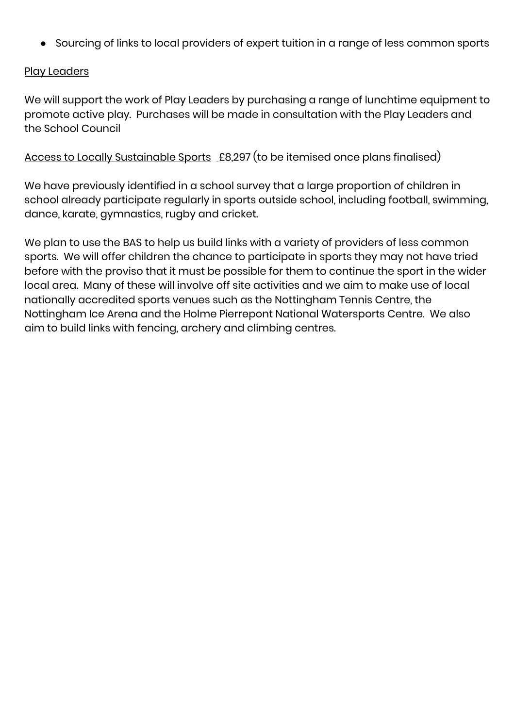- Sourcing of links to local providers of expert tuition in a range of less common sports

Play Leaders

We will support the work of Play Leaders by purchasing a range of lunchtime equipment to promote active play. Purchases will be made in consultation with the Play Leaders and the School Council

Access to Locally Sustainable Sports £8,297 (to be itemised once plans finalised)

We have previously identified in a school survey that a large proportion of children in school already participate regularly in sports outside school, including football, swimming, dance, karate, gymnastics, rugby and cricket.

We plan to use the BAS to help us build links with a variety of providers of less common sports. We will offer children the chance to participate in sports they may not have tried before with the proviso that it must be possible for them to continue the sport in the wider local area. Many of these will involve off site activities and we aim to make use of local nationally accredited sports venues such as the Nottingham Tennis Centre, the Nottingham Ice Arena and the Holme Pierrepont National Watersports Centre. We also aim to build links with fencing, archery and climbing centres.